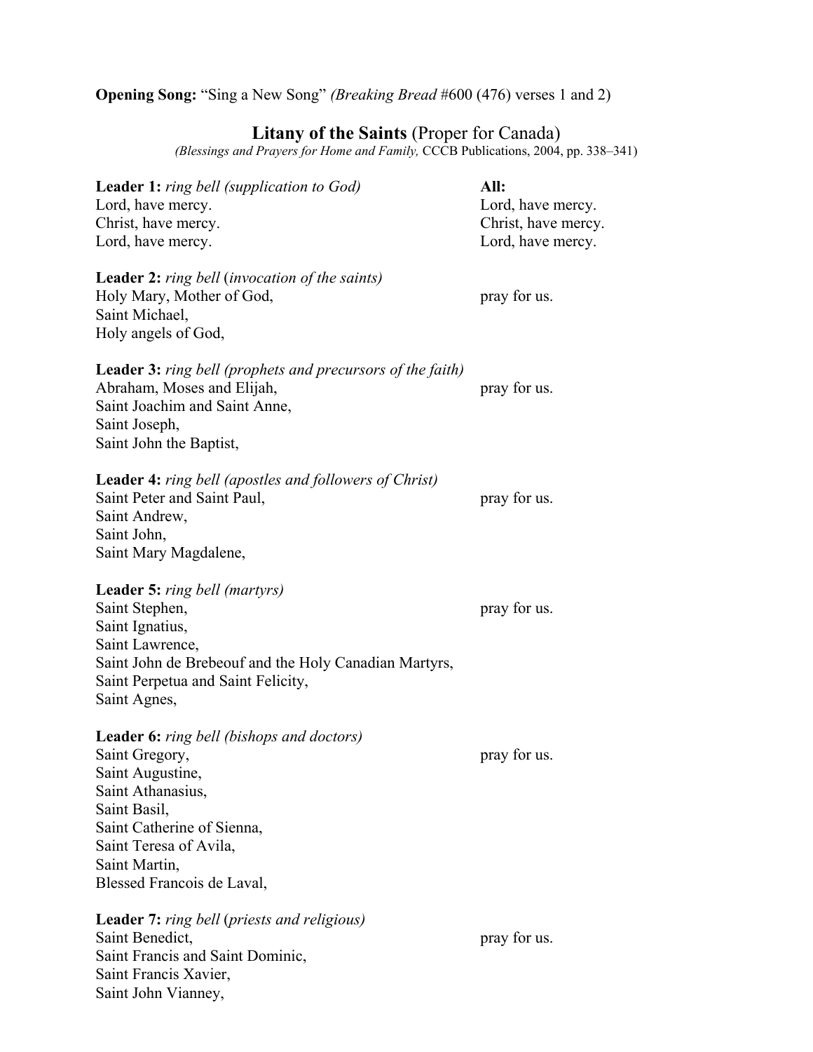**Opening Song:** "Sing a New Song" *(Breaking Bread* #600 (476) verses 1 and 2)

## Litany of the Saints (Proper for Canada)

*(Blessings and Prayers for Home and Family,* CCCB Publications, 2004, pp. 338–341)

**Leader 1:** *ring bell (supplication to God)*

| Leader | **All:** |
| --- | --- |
| Lord, have mercy. | Lord, have mercy. |
| Christ, have mercy. | Christ, have mercy. |
| Lord, have mercy. | Lord, have mercy. |

**Leader 2:** *ring bell* (*invocation of the saints)*

Holy Mary, Mother of God, — pray for us.
Saint Michael,
Holy angels of God,

**Leader 3:** *ring bell (prophets and precursors of the faith)*

Abraham, Moses and Elijah, — pray for us.
Saint Joachim and Saint Anne,
Saint Joseph,
Saint John the Baptist,

**Leader 4:** *ring bell (apostles and followers of Christ)*

Saint Peter and Saint Paul, — pray for us.
Saint Andrew,
Saint John,
Saint Mary Magdalene,

**Leader 5:** *ring bell (martyrs)*

Saint Stephen, — pray for us.
Saint Ignatius,
Saint Lawrence,
Saint John de Brebeouf and the Holy Canadian Martyrs,
Saint Perpetua and Saint Felicity,
Saint Agnes,

**Leader 6:** *ring bell (bishops and doctors)*

Saint Gregory, — pray for us.
Saint Augustine,
Saint Athanasius,
Saint Basil,
Saint Catherine of Sienna,
Saint Teresa of Avila,
Saint Martin,
Blessed Francois de Laval,

**Leader 7:** *ring bell* (*priests and religious)*

Saint Benedict, — pray for us.
Saint Francis and Saint Dominic,
Saint Francis Xavier,
Saint John Vianney,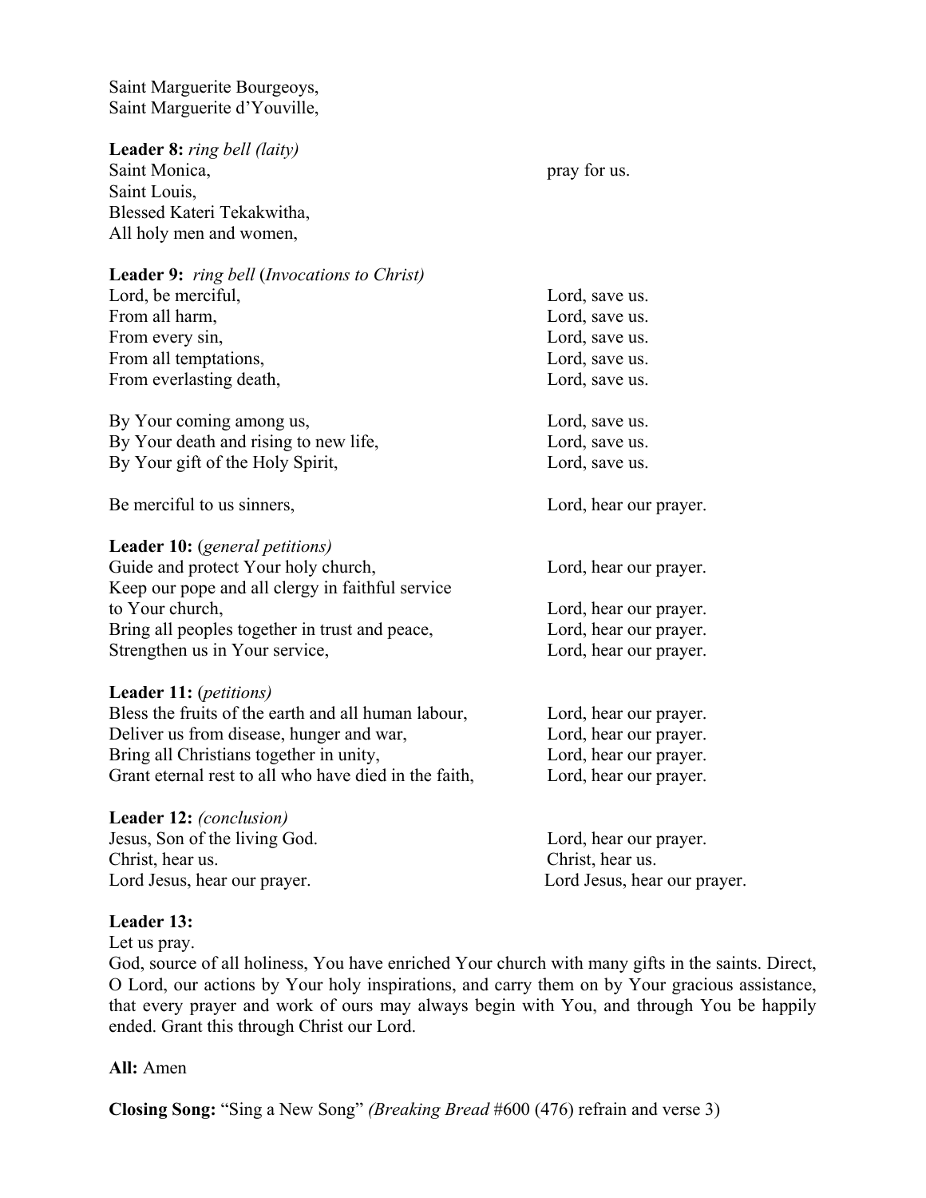Saint Marguerite Bourgeoys,
Saint Marguerite d'Youville,

**Leader 8:** *ring bell (laity)*

| | |
|---|---|
| Saint Monica, | pray for us. |
| Saint Louis, | |
| Blessed Kateri Tekakwitha, | |
| All holy men and women, | |

**Leader 9:** *ring bell* (*Invocations to Christ)*

| | |
|---|---|
| Lord, be merciful, | Lord, save us. |
| From all harm, | Lord, save us. |
| From every sin, | Lord, save us. |
| From all temptations, | Lord, save us. |
| From everlasting death, | Lord, save us. |
| By Your coming among us, | Lord, save us. |
| By Your death and rising to new life, | Lord, save us. |
| By Your gift of the Holy Spirit, | Lord, save us. |
| Be merciful to us sinners, | Lord, hear our prayer. |

**Leader 10:** (*general petitions)*

| | |
|---|---|
| Guide and protect Your holy church, | Lord, hear our prayer. |
| Keep our pope and all clergy in faithful service to Your church, | Lord, hear our prayer. |
| Bring all peoples together in trust and peace, | Lord, hear our prayer. |
| Strengthen us in Your service, | Lord, hear our prayer. |

**Leader 11:** (*petitions)*

| | |
|---|---|
| Bless the fruits of the earth and all human labour, | Lord, hear our prayer. |
| Deliver us from disease, hunger and war, | Lord, hear our prayer. |
| Bring all Christians together in unity, | Lord, hear our prayer. |
| Grant eternal rest to all who have died in the faith, | Lord, hear our prayer. |

**Leader 12:** *(conclusion)*

| | |
|---|---|
| Jesus, Son of the living God. | Lord, hear our prayer. |
| Christ, hear us. | Christ, hear us. |
| Lord Jesus, hear our prayer. | Lord Jesus, hear our prayer. |

**Leader 13:**

Let us pray.

God, source of all holiness, You have enriched Your church with many gifts in the saints. Direct, O Lord, our actions by Your holy inspirations, and carry them on by Your gracious assistance, that every prayer and work of ours may always begin with You, and through You be happily ended. Grant this through Christ our Lord.

**All:** Amen

**Closing Song:** "Sing a New Song" *(Breaking Bread* #600 (476) refrain and verse 3)